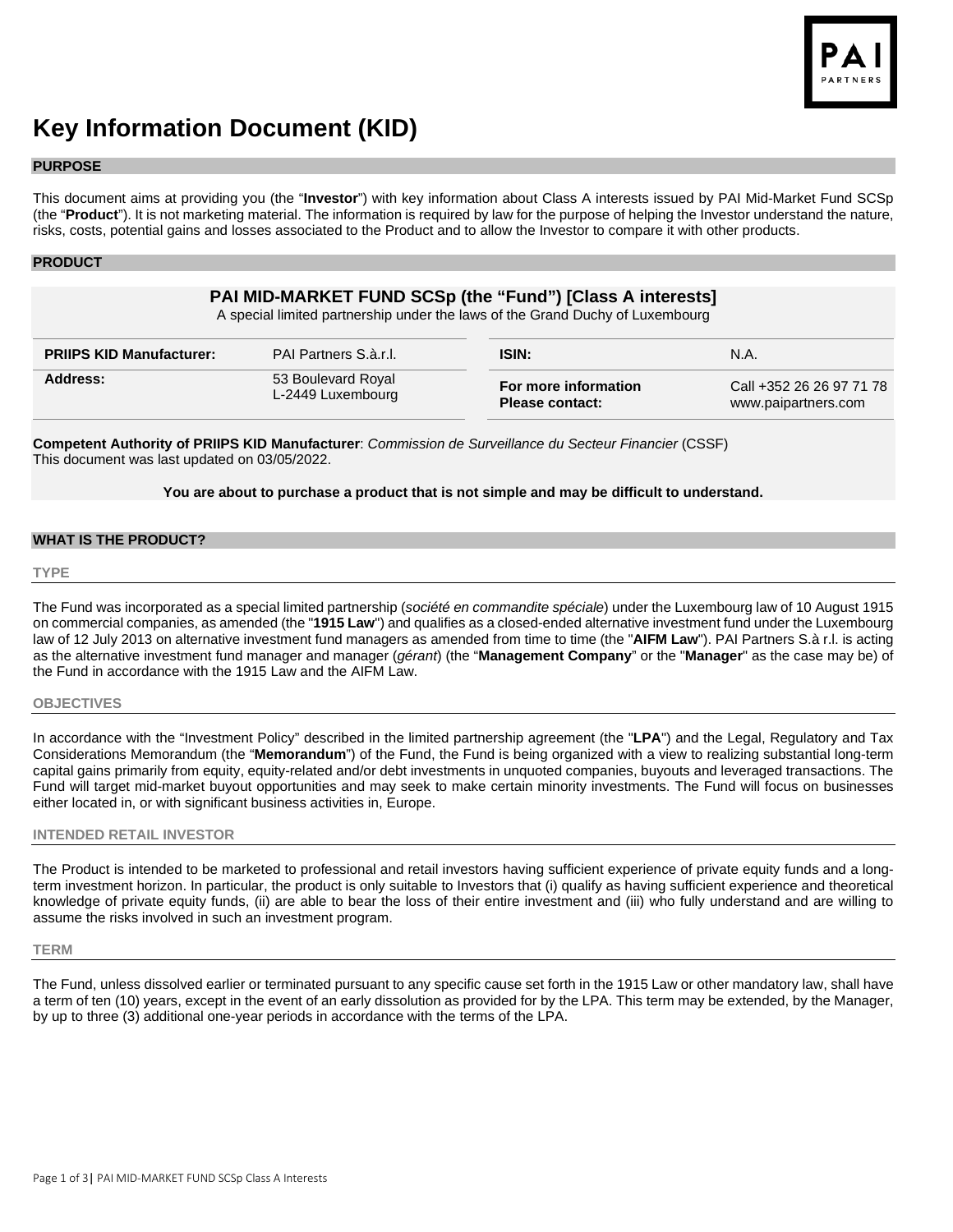# Key Information Document (KID)

## PURPOSE

This document aims at providing you (the "**Investor**") with key information about Class A interests issued by PAI Mid-Market Fund SCSp (the "**Product**"). It is not marketing material. The information is required by law for the purpose of helping the Investor understand the nature, risks, costs, potential gains and losses associated to the Product and to allow the Investor to compare it with other products.

## PRODUCT

### PAI MID-MARKET FUND SCSp (the "Fund") [Class A interests]

A special limited partnership under the laws of the Grand Duchy of Luxembourg

| | | | |
|---|---|---|---|
| **PRIIPS KID Manufacturer:** | PAI Partners S.à.r.l. | **ISIN:** | N.A. |
| **Address:** | 53 Boulevard Royal<br>L-2449 Luxembourg | **For more information Please contact:** | Call +352 26 26 97 71 78<br>www.paipartners.com |

**Competent Authority of PRIIPS KID Manufacturer**: *Commission de Surveillance du Secteur Financier* (CSSF)
This document was last updated on 03/05/2022.

**You are about to purchase a product that is not simple and may be difficult to understand.**

## WHAT IS THE PRODUCT?

### TYPE

The Fund was incorporated as a special limited partnership (*société en commandite spéciale*) under the Luxembourg law of 10 August 1915 on commercial companies, as amended (the "**1915 Law**") and qualifies as a closed-ended alternative investment fund under the Luxembourg law of 12 July 2013 on alternative investment fund managers as amended from time to time (the "**AIFM Law**"). PAI Partners S.à r.l. is acting as the alternative investment fund manager and manager (*gérant*) (the "**Management Company**" or the "**Manager**" as the case may be) of the Fund in accordance with the 1915 Law and the AIFM Law.

### OBJECTIVES

In accordance with the "Investment Policy" described in the limited partnership agreement (the "**LPA**") and the Legal, Regulatory and Tax Considerations Memorandum (the "**Memorandum**") of the Fund, the Fund is being organized with a view to realizing substantial long-term capital gains primarily from equity, equity-related and/or debt investments in unquoted companies, buyouts and leveraged transactions. The Fund will target mid-market buyout opportunities and may seek to make certain minority investments. The Fund will focus on businesses either located in, or with significant business activities in, Europe.

### INTENDED RETAIL INVESTOR

The Product is intended to be marketed to professional and retail investors having sufficient experience of private equity funds and a long-term investment horizon. In particular, the product is only suitable to Investors that (i) qualify as having sufficient experience and theoretical knowledge of private equity funds, (ii) are able to bear the loss of their entire investment and (iii) who fully understand and are willing to assume the risks involved in such an investment program.

### TERM

The Fund, unless dissolved earlier or terminated pursuant to any specific cause set forth in the 1915 Law or other mandatory law, shall have a term of ten (10) years, except in the event of an early dissolution as provided for by the LPA. This term may be extended, by the Manager, by up to three (3) additional one-year periods in accordance with the terms of the LPA.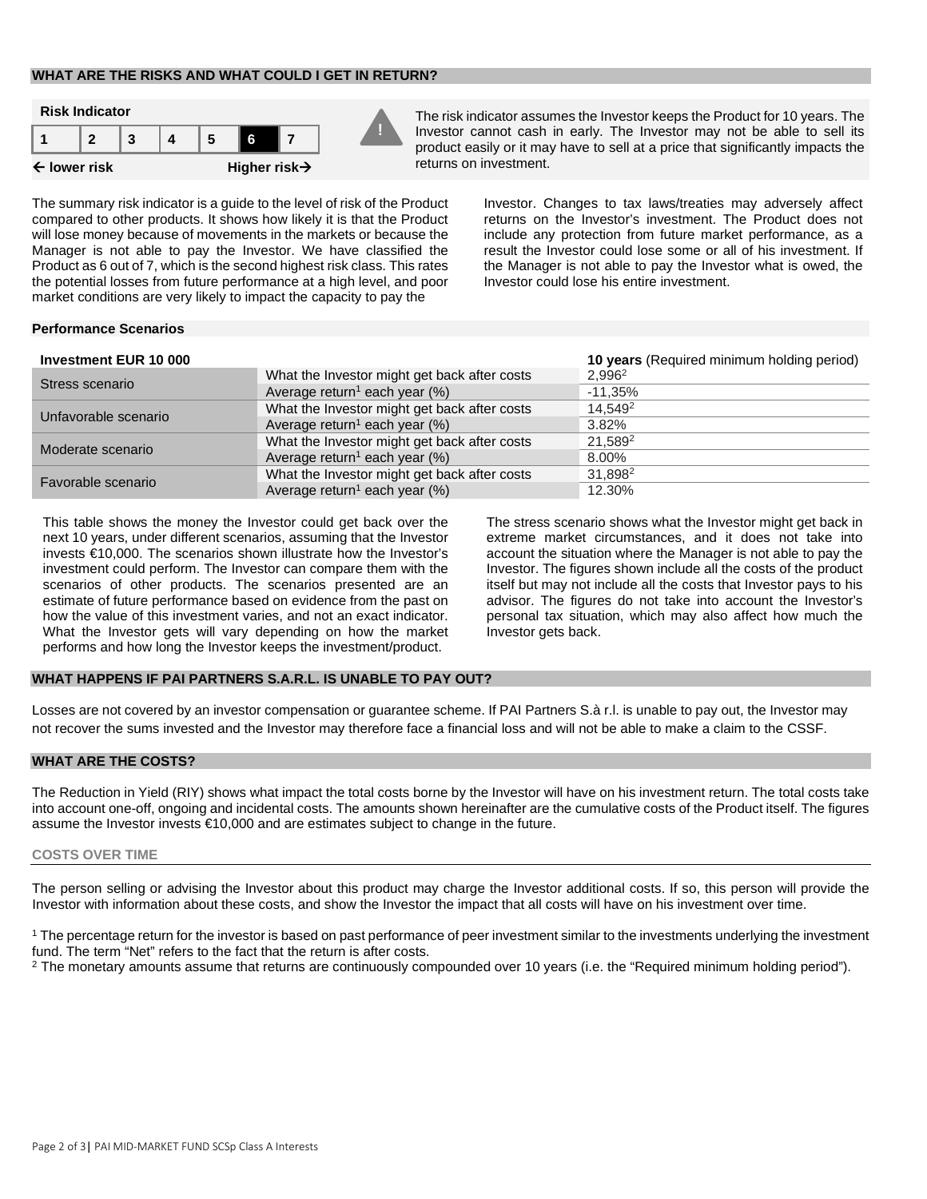## WHAT ARE THE RISKS AND WHAT COULD I GET IN RETURN?

**Risk Indicator**

| 1 | 2 | 3 | 4 | 5 | **6** | 7 |
|---|---|---|---|---|---|---|

**← lower risk** **Higher risk→**

The risk indicator assumes the Investor keeps the Product for 10 years. The Investor cannot cash in early. The Investor may not be able to sell its product easily or it may have to sell at a price that significantly impacts the returns on investment.

The summary risk indicator is a guide to the level of risk of the Product compared to other products. It shows how likely it is that the Product will lose money because of movements in the markets or because the Manager is not able to pay the Investor. We have classified the Product as 6 out of 7, which is the second highest risk class. This rates the potential losses from future performance at a high level, and poor market conditions are very likely to impact the capacity to pay the Investor. Changes to tax laws/treaties may adversely affect returns on the Investor's investment. The Product does not include any protection from future market performance, as a result the Investor could lose some or all of his investment. If the Manager is not able to pay the Investor what is owed, the Investor could lose his entire investment.

### Performance Scenarios

| **Investment EUR 10 000** | | **10 years** (Required minimum holding period) |
|---|---|---|
| Stress scenario | What the Investor might get back after costs | 2,996[2] |
| | Average return[1] each year (%) | -11,35% |
| Unfavorable scenario | What the Investor might get back after costs | 14,549[2] |
| | Average return[1] each year (%) | 3.82% |
| Moderate scenario | What the Investor might get back after costs | 21,589[2] |
| | Average return[1] each year (%) | 8.00% |
| Favorable scenario | What the Investor might get back after costs | 31,898[2] |
| | Average return[1] each year (%) | 12.30% |

This table shows the money the Investor could get back over the next 10 years, under different scenarios, assuming that the Investor invests €10,000. The scenarios shown illustrate how the Investor's investment could perform. The Investor can compare them with the scenarios of other products. The scenarios presented are an estimate of future performance based on evidence from the past on how the value of this investment varies, and not an exact indicator. What the Investor gets will vary depending on how the market performs and how long the Investor keeps the investment/product.

The stress scenario shows what the Investor might get back in extreme market circumstances, and it does not take into account the situation where the Manager is not able to pay the Investor. The figures shown include all the costs of the product itself but may not include all the costs that Investor pays to his advisor. The figures do not take into account the Investor's personal tax situation, which may also affect how much the Investor gets back.

## WHAT HAPPENS IF PAI PARTNERS S.A.R.L. IS UNABLE TO PAY OUT?

Losses are not covered by an investor compensation or guarantee scheme. If PAI Partners S.à r.l. is unable to pay out, the Investor may not recover the sums invested and the Investor may therefore face a financial loss and will not be able to make a claim to the CSSF.

## WHAT ARE THE COSTS?

The Reduction in Yield (RIY) shows what impact the total costs borne by the Investor will have on his investment return. The total costs take into account one-off, ongoing and incidental costs. The amounts shown hereinafter are the cumulative costs of the Product itself. The figures assume the Investor invests €10,000 and are estimates subject to change in the future.

### COSTS OVER TIME

The person selling or advising the Investor about this product may charge the Investor additional costs. If so, this person will provide the Investor with information about these costs, and show the Investor the impact that all costs will have on his investment over time.

[1] The percentage return for the investor is based on past performance of peer investment similar to the investments underlying the investment fund. The term "Net" refers to the fact that the return is after costs.

[2] The monetary amounts assume that returns are continuously compounded over 10 years (i.e. the "Required minimum holding period").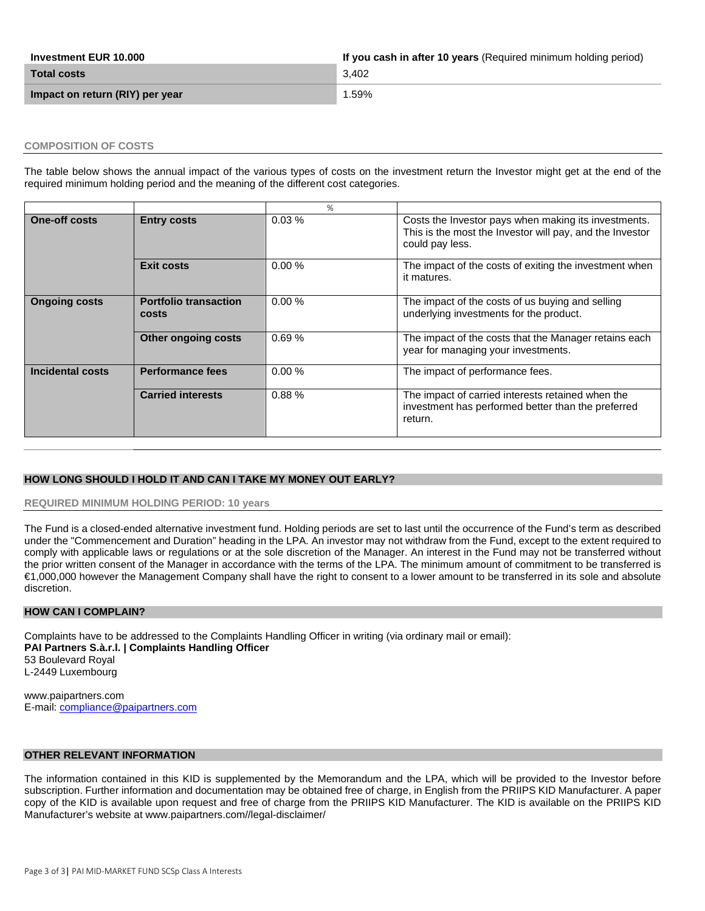| Investment EUR 10.000 | If you cash in after 10 years (Required minimum holding period) |
|---|---|
| **Total costs** | 3,402 |
| **Impact on return (RIY) per year** | 1.59% |

### COMPOSITION OF COSTS

The table below shows the annual impact of the various types of costs on the investment return the Investor might get at the end of the required minimum holding period and the meaning of the different cost categories.

| | | % | |
|---|---|---|---|
| **One-off costs** | **Entry costs** | 0.03 % | Costs the Investor pays when making its investments. This is the most the Investor will pay, and the Investor could pay less. |
| | **Exit costs** | 0.00 % | The impact of the costs of exiting the investment when it matures. |
| **Ongoing costs** | **Portfolio transaction costs** | 0.00 % | The impact of the costs of us buying and selling underlying investments for the product. |
| | **Other ongoing costs** | 0.69 % | The impact of the costs that the Manager retains each year for managing your investments. |
| **Incidental costs** | **Performance fees** | 0.00 % | The impact of performance fees. |
| | **Carried interests** | 0.88 % | The impact of carried interests retained when the investment has performed better than the preferred return. |

## HOW LONG SHOULD I HOLD IT AND CAN I TAKE MY MONEY OUT EARLY?

### REQUIRED MINIMUM HOLDING PERIOD: 10 years

The Fund is a closed-ended alternative investment fund. Holding periods are set to last until the occurrence of the Fund's term as described under the "Commencement and Duration" heading in the LPA. An investor may not withdraw from the Fund, except to the extent required to comply with applicable laws or regulations or at the sole discretion of the Manager. An interest in the Fund may not be transferred without the prior written consent of the Manager in accordance with the terms of the LPA. The minimum amount of commitment to be transferred is €1,000,000 however the Management Company shall have the right to consent to a lower amount to be transferred in its sole and absolute discretion.

## HOW CAN I COMPLAIN?

Complaints have to be addressed to the Complaints Handling Officer in writing (via ordinary mail or email):
**PAI Partners S.à.r.l. | Complaints Handling Officer**
53 Boulevard Royal
L-2449 Luxembourg

www.paipartners.com
E-mail: compliance@paipartners.com

## OTHER RELEVANT INFORMATION

The information contained in this KID is supplemented by the Memorandum and the LPA, which will be provided to the Investor before subscription. Further information and documentation may be obtained free of charge, in English from the PRIIPS KID Manufacturer. A paper copy of the KID is available upon request and free of charge from the PRIIPS KID Manufacturer. The KID is available on the PRIIPS KID Manufacturer's website at www.paipartners.com//legal-disclaimer/